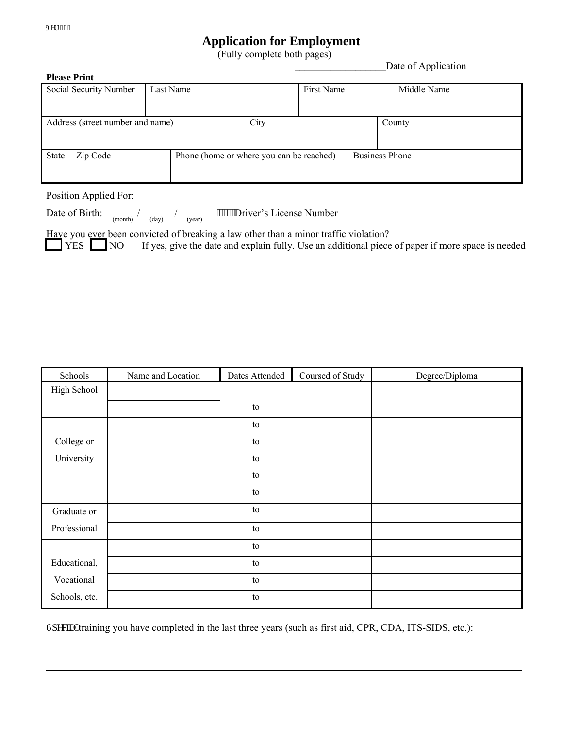# Application for Employment

(Fully complete both pages)

__________________Date of Application

**Please Print**

| Social Security Number | Last Name | First Name | Middle Name |
|---|---|---|---|
| | | | |

| Address (street number and name) | City | County |
|---|---|---|
| | | |

| State | Zip Code | Phone (home or where you can be reached) | Business Phone |
|---|---|---|---|
| | | | |

Position Applied For: ________________________________________

Date of Birth: ____ / ____ / ____ Driver's License Number ________________________________
(month) (day) (year)

Have you ever been convicted of breaking a law other than a minor traffic violation?

☐ YES ☐ NO If yes, give the date and explain fully. Use an additional piece of paper if more space is needed

______________________________________________________________________________

______________________________________________________________________________

| Schools | Name and Location | Dates Attended | Coursed of Study | Degree/Diploma |
|---|---|---|---|---|
| High School | | | | |
| | | to | | |
| College or University | | to | | |
| | | to | | |
| | | to | | |
| | | to | | |
| | | to | | |
| Graduate or Professional | | to | | |
| | | to | | |
| Educational, Vocational Schools, etc. | | to | | |
| | | to | | |
| | | to | | |
| | | to | | |

Special training you have completed in the last three years (such as first aid, CPR, CDA, ITS-SIDS, etc.):

______________________________________________________________________________

______________________________________________________________________________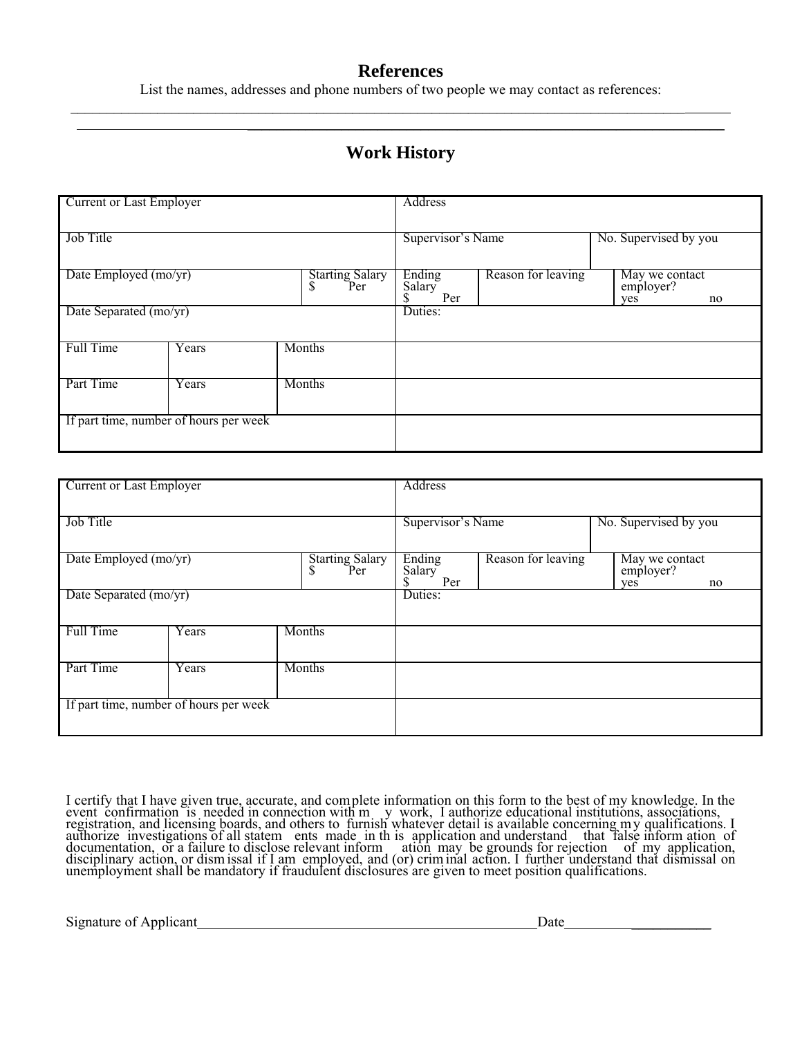## References

List the names, addresses and phone numbers of two people we may contact as references:

______________________________________________________________________________________

______________________________________________________________________________________

## Work History

| | | | | | | |
|---|---|---|---|---|---|---|
| Current or Last Employer | | | Address | | | |
| Job Title | | | Supervisor's Name | | No. Supervised by you | |
| Date Employed (mo/yr) | | Starting Salary $ Per | Ending Salary $ Per | Reason for leaving | May we contact employer? yes no | |
| Date Separated (mo/yr) | | | Duties: | | | |
| Full Time | Years | Months | | | | |
| Part Time | Years | Months | | | | |
| If part time, number of hours per week | | | | | | |

| | | | | | | |
|---|---|---|---|---|---|---|
| Current or Last Employer | | | Address | | | |
| Job Title | | | Supervisor's Name | | No. Supervised by you | |
| Date Employed (mo/yr) | | Starting Salary $ Per | Ending Salary $ Per | Reason for leaving | May we contact employer? yes no | |
| Date Separated (mo/yr) | | | Duties: | | | |
| Full Time | Years | Months | | | | |
| Part Time | Years | Months | | | | |
| If part time, number of hours per week | | | | | | |

I certify that I have given true, accurate, and complete information on this form to the best of my knowledge. In the event confirmation is needed in connection with my work, I authorize educational institutions, associations, registration, and licensing boards, and others to furnish whatever detail is available concerning my qualifications. I authorize investigations of all statements made in this application and understand that false information of documentation, or a failure to disclose relevant information may be grounds for rejection of my application, disciplinary action, or dismissal if I am employed, and (or) criminal action. I further understand that dismissal on unemployment shall be mandatory if fraudulent disclosures are given to meet position qualifications.

Signature of Applicant______________________________________________Date____________________